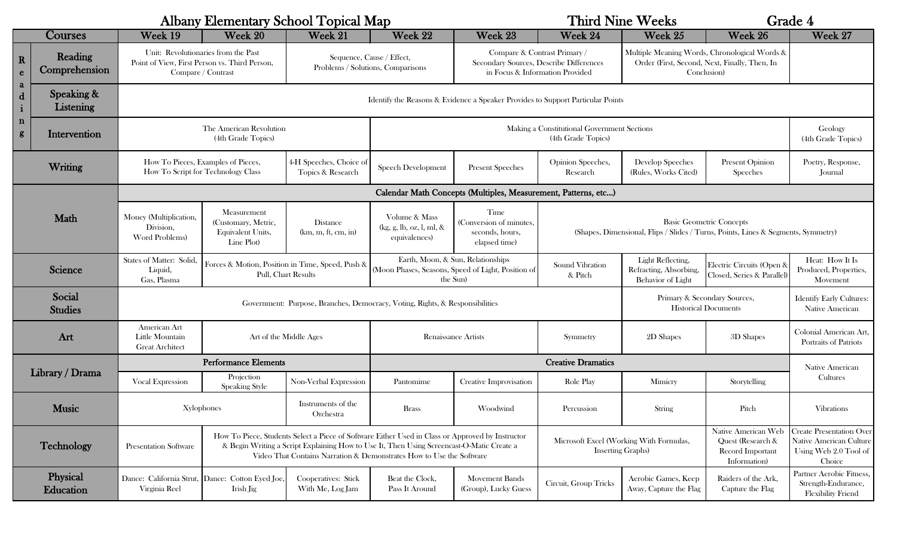# Albany Elementary School Topical Map — Third Nine Weeks — Grade 4

| Courses | | Week 19 | Week 20 | Week 21 | Week 22 | Week 23 | Week 24 | Week 25 | Week 26 | Week 27 |
|---|---|---|---|---|---|---|---|---|---|---|
| Reading | Reading Comprehension | Unit: Revolutionaries from the Past Point of View, First Person vs. Third Person, Compare / Contrast | | Sequence, Cause / Effect, Problems / Solutions, Comparisons | | Compare & Contrast Primary / Secondary Sources, Describe Differences in Focus & Information Provided | | Multiple Meaning Words, Chronological Words & Order (First, Second, Next, Finally, Then, In Conclusion) | | |
| Reading | Speaking & Listening | Identify the Reasons & Evidence a Speaker Provides to Support Particular Points | | | | | | | | |
| Reading | Intervention | The American Revolution (4th Grade Topics) | | | Making a Constitutional Government Sections (4th Grade Topics) | | | | | Geology (4th Grade Topics) |
| Writing | | How To Pieces, Examples of Pieces, How To Script for Technology Class | | 4-H Speeches, Choice of Topics & Research | Speech Development | Present Speeches | Opinion Speeches, Research | Develop Speeches (Rules, Works Cited) | Present Opinion Speeches | Poetry, Response, Journal |
| Math | | Calendar Math Concepts (Multiples, Measurement, Patterns, etc…) | | | | | | | | |
| Math | | Money (Multiplication, Division, Word Problems) | Measurement (Customary, Metric, Equivalent Units, Line Plot) | Distance (km, m, ft, cm, in) | Volume & Mass (kg, g, lb, oz, l, ml, & equivalences) | Time (Conversion of minutes, seconds, hours, elapsed time) | Basic Geometric Concepts (Shapes, Dimensional, Flips / Slides / Turns, Points, Lines & Segments, Symmetry) | | | |
| Science | | States of Matter: Solid, Liquid, Gas, Plasma | Forces & Motion, Position in Time, Speed, Push & Pull, Chart Results | | Earth, Moon, & Sun, Relationships (Moon Phases, Seasons, Speed of Light, Position of the Sun) | | Sound Vibration & Pitch | Light Reflecting, Refracting, Absorbing, Behavior of Light | Electric Circuits (Open & Closed, Series & Parallel) | Heat: How It Is Produced, Properties, Movement |
| Social Studies | | Government: Purpose, Branches, Democracy, Voting, Rights, & Responsibilities | | | | | | Primary & Secondary Sources, Historical Documents | | Identify Early Cultures: Native American |
| Art | | American Art Little Mountain Great Architect | Art of the Middle Ages | | Renaissance Artists | | Symmetry | 2D Shapes | 3D Shapes | Colonial American Art, Portraits of Patriots |
| Library / Drama | | Performance Elements | | | Creative Dramatics | | | | | Native American Cultures |
| Library / Drama | | Vocal Expression | Projection Speaking Style | Non-Verbal Expression | Pantomime | Creative Improvisation | Role Play | Mimicry | Storytelling | |
| Music | | Xylophones | | Instruments of the Orchestra | Brass | Woodwind | Percussion | String | Pitch | Vibrations |
| Technology | | Presentation Software | How To Piece, Students Select a Piece of Software Either Used in Class or Approved by Instructor & Begin Writing a Script Explaining How to Use It, Then Using Screencast-O-Matic Create a Video That Contains Narration & Demonstrates How to Use the Software | | | | Microsoft Excel (Working With Formulas, Inserting Graphs) | | Native American Web Quest (Research & Record Important Information) | Create Presentation Over Native American Culture Using Web 2.0 Tool of Choice |
| Physical Education | | Dance: California Strut, Virginia Reel | Dance: Cotton Eyed Joe, Irish Jig | Cooperatives: Stick With Me, Log Jam | Beat the Clock, Pass It Around | Movement Bands (Group), Lucky Guess | Circuit, Group Tricks | Aerobic Games, Keep Away, Capture the Flag | Raiders of the Ark, Capture the Flag | Partner Aerobic Fitness, Strength-Endurance, Flexibility Friend |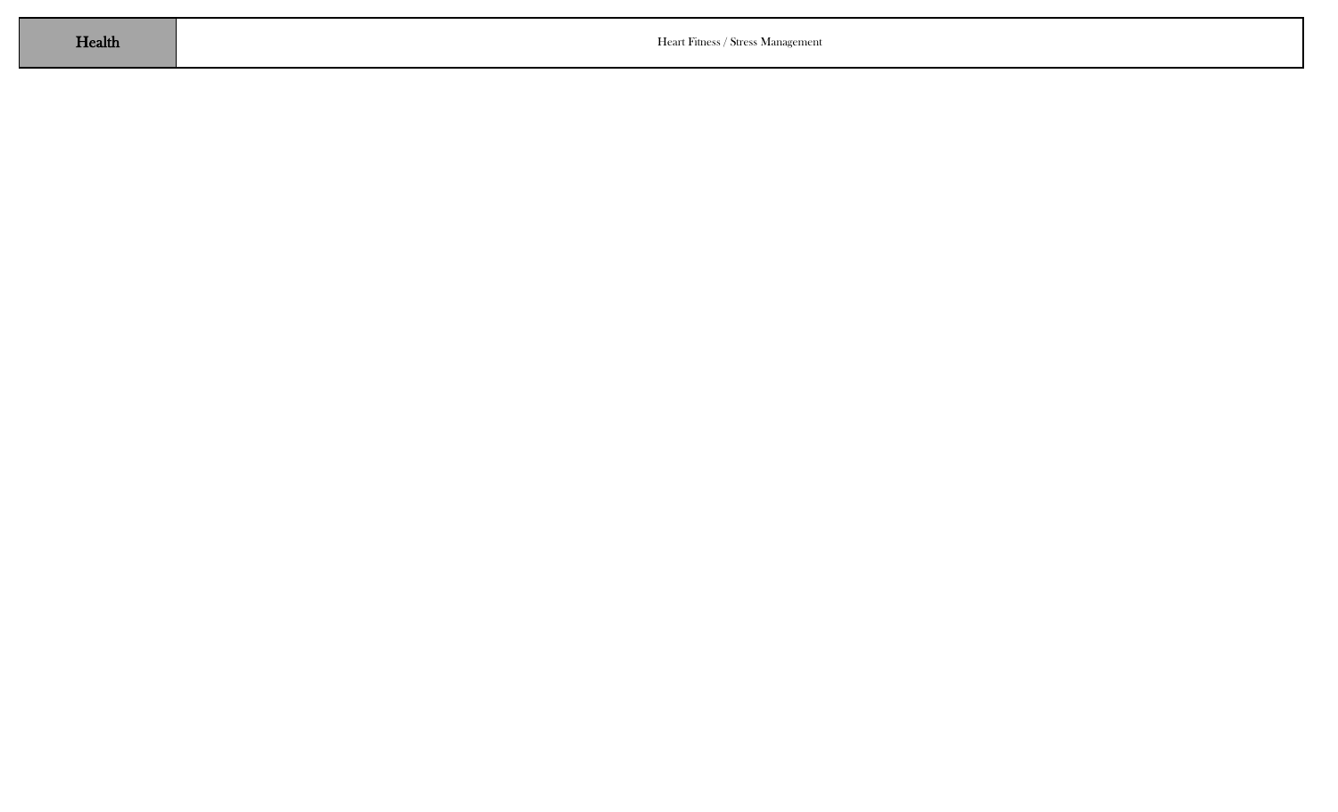| | |
|---|---|
| Health | Heart Fitness / Stress Management |